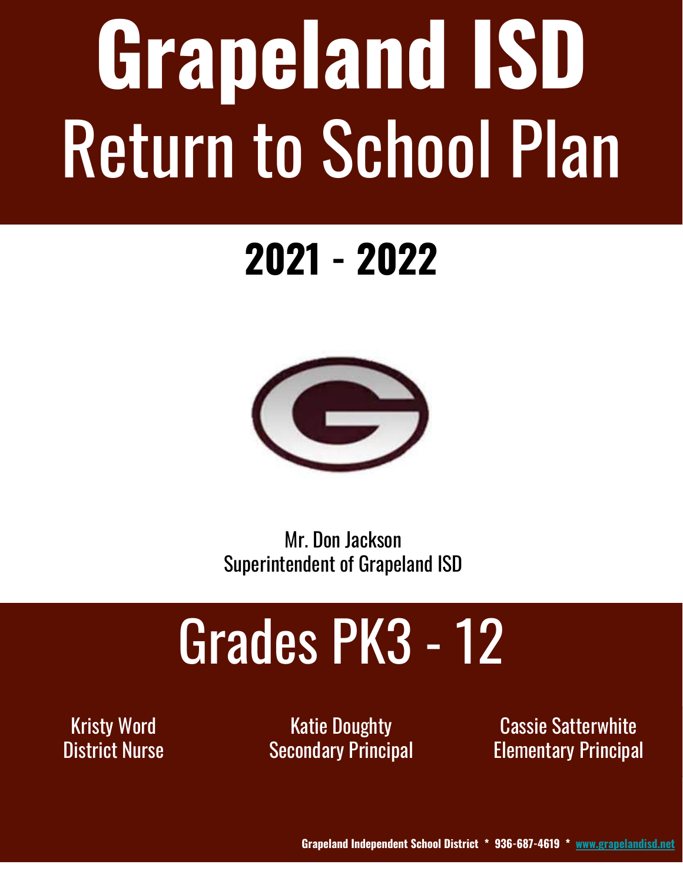# Grapeland ISD

# Return to School Plan

## 2021 - 2022

Mr. Don Jackson
Superintendent of Grapeland ISD

## Grades PK3 - 12

Kristy Word
District Nurse

Katie Doughty
Secondary Principal

Cassie Satterwhite
Elementary Principal

**Grapeland Independent School District * 936-687-4619 * www.grapelandisd.net**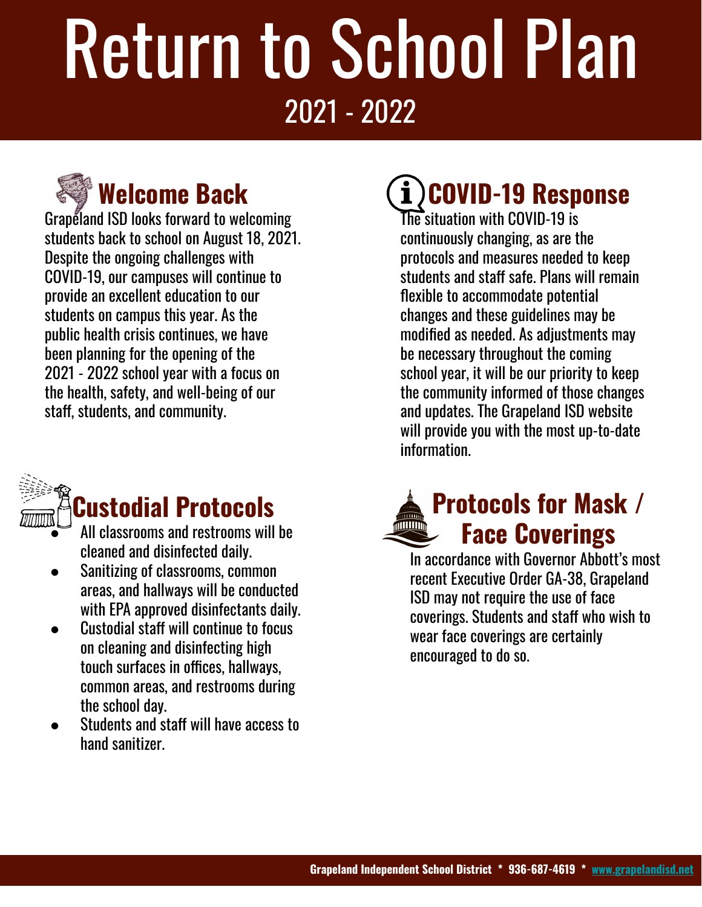# Return to School Plan

## 2021 - 2022

## Welcome Back

Grapeland ISD looks forward to welcoming students back to school on August 18, 2021. Despite the ongoing challenges with COVID-19, our campuses will continue to provide an excellent education to our students on campus this year. As the public health crisis continues, we have been planning for the opening of the 2021 - 2022 school year with a focus on the health, safety, and well-being of our staff, students, and community.

## COVID-19 Response

The situation with COVID-19 is continuously changing, as are the protocols and measures needed to keep students and staff safe. Plans will remain flexible to accommodate potential changes and these guidelines may be modified as needed. As adjustments may be necessary throughout the coming school year, it will be our priority to keep the community informed of those changes and updates. The Grapeland ISD website will provide you with the most up-to-date information.

## Custodial Protocols

- All classrooms and restrooms will be cleaned and disinfected daily.
- Sanitizing of classrooms, common areas, and hallways will be conducted with EPA approved disinfectants daily.
- Custodial staff will continue to focus on cleaning and disinfecting high touch surfaces in offices, hallways, common areas, and restrooms during the school day.
- Students and staff will have access to hand sanitizer.

## Protocols for Mask / Face Coverings

In accordance with Governor Abbott's most recent Executive Order GA-38, Grapeland ISD may not require the use of face coverings. Students and staff who wish to wear face coverings are certainly encouraged to do so.

**Grapeland Independent School District * 936-687-4619 * [www.grapelandisd.net](http://www.grapelandisd.net)**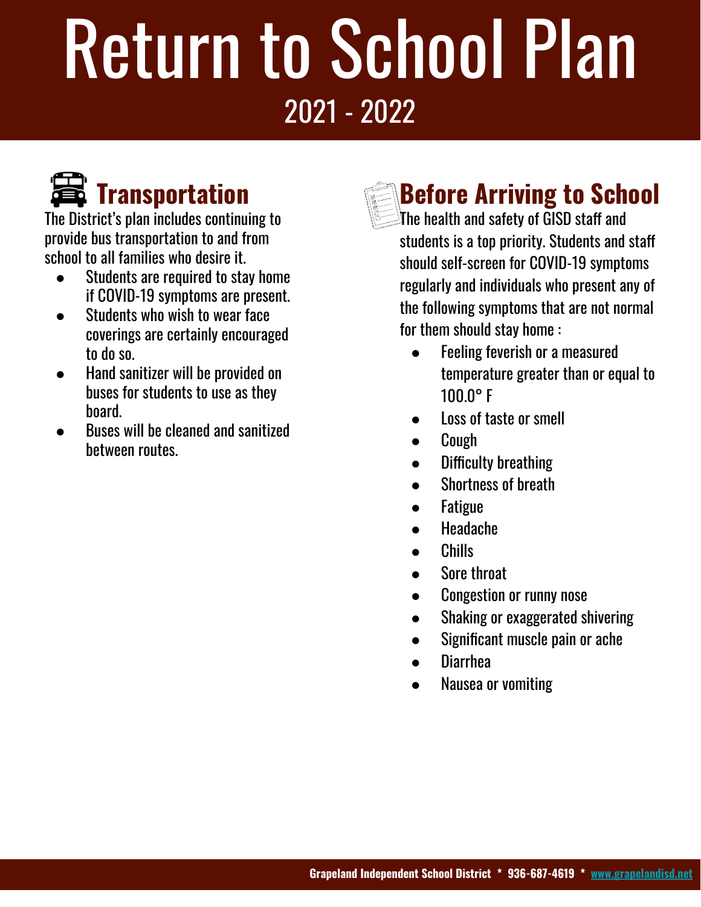# Return to School Plan

## 2021 - 2022

## Transportation

The District's plan includes continuing to provide bus transportation to and from school to all families who desire it.

- Students are required to stay home if COVID-19 symptoms are present.
- Students who wish to wear face coverings are certainly encouraged to do so.
- Hand sanitizer will be provided on buses for students to use as they board.
- Buses will be cleaned and sanitized between routes.

## Before Arriving to School

The health and safety of GISD staff and students is a top priority. Students and staff should self-screen for COVID-19 symptoms regularly and individuals who present any of the following symptoms that are not normal for them should stay home :

- Feeling feverish or a measured temperature greater than or equal to 100.0° F
- Loss of taste or smell
- Cough
- Difficulty breathing
- Shortness of breath
- Fatigue
- Headache
- Chills
- Sore throat
- Congestion or runny nose
- Shaking or exaggerated shivering
- Significant muscle pain or ache
- Diarrhea
- Nausea or vomiting

**Grapeland Independent School District * 936-687-4619 * www.grapelandisd.net**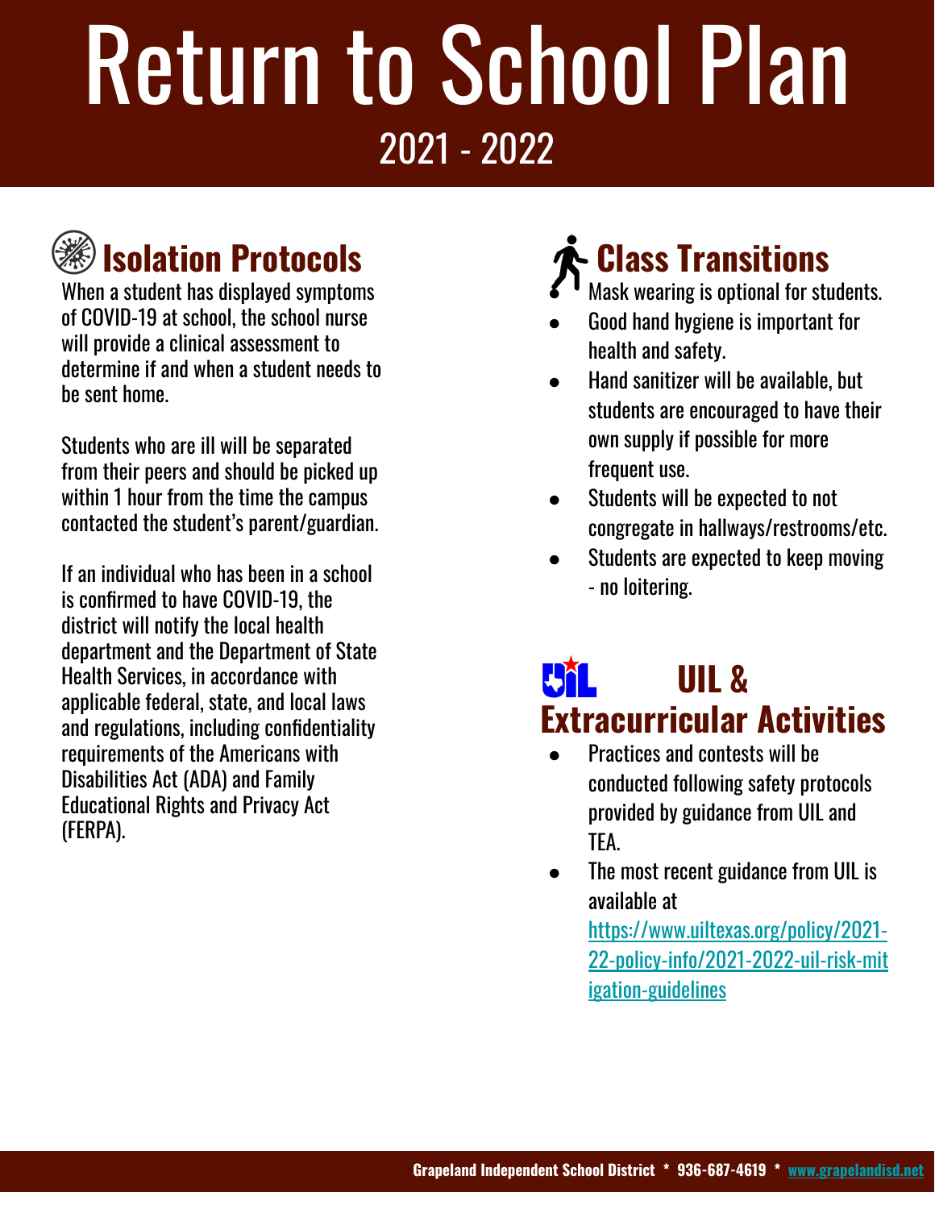# Return to School Plan

## 2021 - 2022

## Isolation Protocols

When a student has displayed symptoms of COVID-19 at school, the school nurse will provide a clinical assessment to determine if and when a student needs to be sent home.

Students who are ill will be separated from their peers and should be picked up within 1 hour from the time the campus contacted the student's parent/guardian.

If an individual who has been in a school is confirmed to have COVID-19, the district will notify the local health department and the Department of State Health Services, in accordance with applicable federal, state, and local laws and regulations, including confidentiality requirements of the Americans with Disabilities Act (ADA) and Family Educational Rights and Privacy Act (FERPA).

## Class Transitions

- Mask wearing is optional for students.
- Good hand hygiene is important for health and safety.
- Hand sanitizer will be available, but students are encouraged to have their own supply if possible for more frequent use.
- Students will be expected to not congregate in hallways/restrooms/etc.
- Students are expected to keep moving - no loitering.

## UIL & Extracurricular Activities

- Practices and contests will be conducted following safety protocols provided by guidance from UIL and TEA.
- The most recent guidance from UIL is available at [https://www.uiltexas.org/policy/2021-22-policy-info/2021-2022-uil-risk-mitigation-guidelines](https://www.uiltexas.org/policy/2021-22-policy-info/2021-2022-uil-risk-mitigation-guidelines)

**Grapeland Independent School District * 936-687-4619 * [www.grapelandisd.net](http://www.grapelandisd.net)**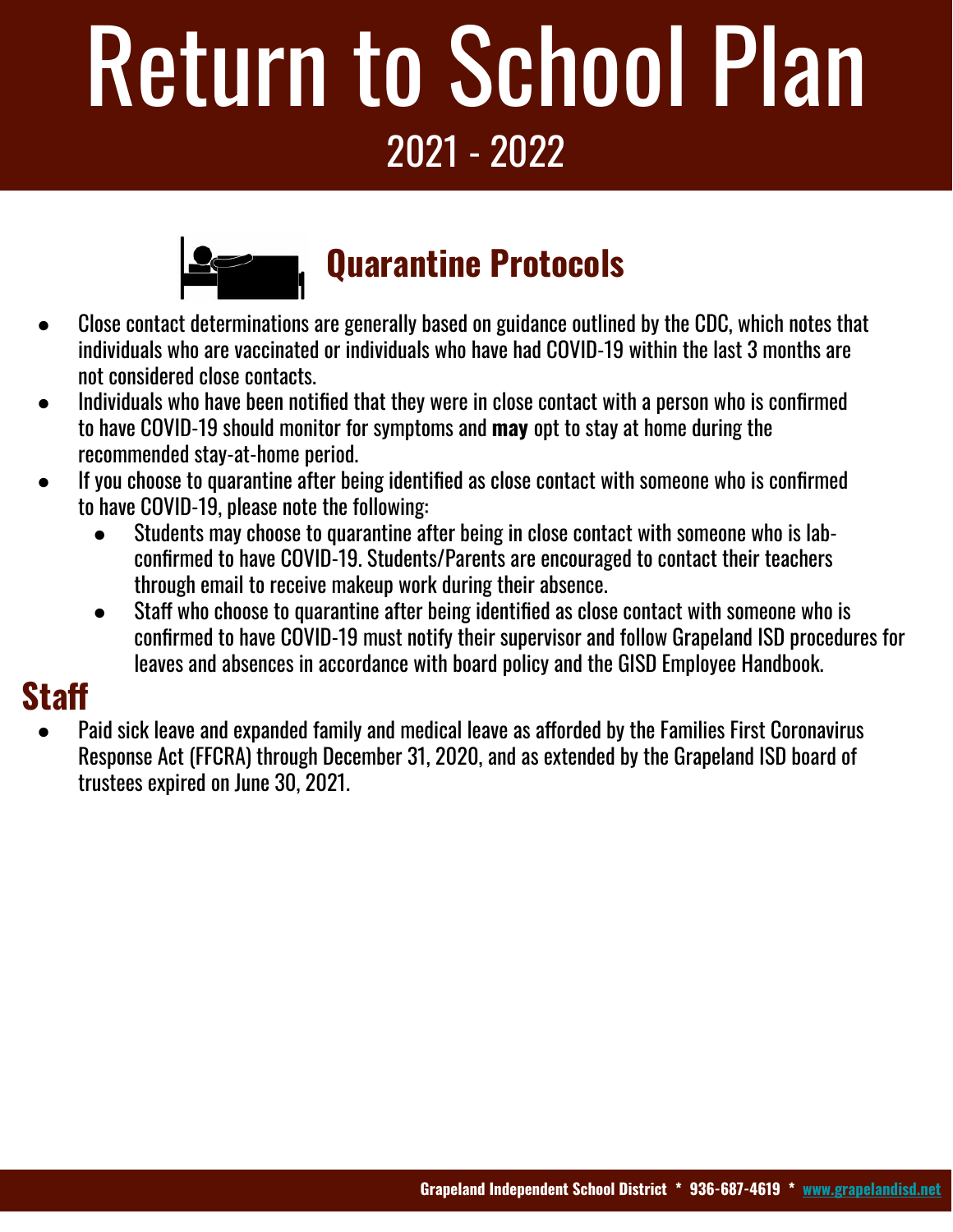# Return to School Plan

2021 - 2022

## Quarantine Protocols

- Close contact determinations are generally based on guidance outlined by the CDC, which notes that individuals who are vaccinated or individuals who have had COVID-19 within the last 3 months are not considered close contacts.
- Individuals who have been notified that they were in close contact with a person who is confirmed to have COVID-19 should monitor for symptoms and **may** opt to stay at home during the recommended stay-at-home period.
- If you choose to quarantine after being identified as close contact with someone who is confirmed to have COVID-19, please note the following:
  - Students may choose to quarantine after being in close contact with someone who is lab-confirmed to have COVID-19. Students/Parents are encouraged to contact their teachers through email to receive makeup work during their absence.
  - Staff who choose to quarantine after being identified as close contact with someone who is confirmed to have COVID-19 must notify their supervisor and follow Grapeland ISD procedures for leaves and absences in accordance with board policy and the GISD Employee Handbook.

## Staff

- Paid sick leave and expanded family and medical leave as afforded by the Families First Coronavirus Response Act (FFCRA) through December 31, 2020, and as extended by the Grapeland ISD board of trustees expired on June 30, 2021.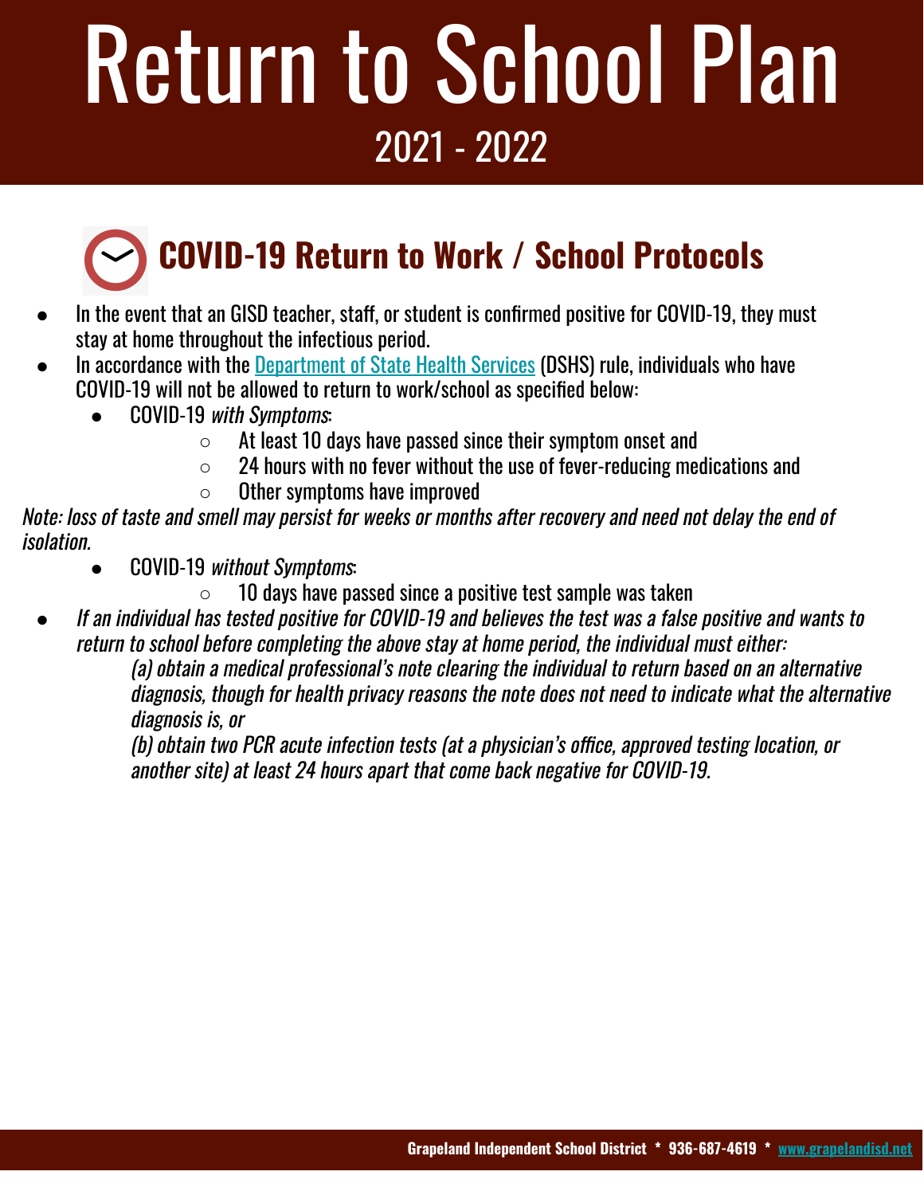# Return to School Plan

## 2021 - 2022

## COVID-19 Return to Work / School Protocols

- In the event that an GISD teacher, staff, or student is confirmed positive for COVID-19, they must stay at home throughout the infectious period.
- In accordance with the [Department of State Health Services](#) (DSHS) rule, individuals who have COVID-19 will not be allowed to return to work/school as specified below:
    - COVID-19 *with Symptoms*:
        - At least 10 days have passed since their symptom onset and
        - 24 hours with no fever without the use of fever-reducing medications and
        - Other symptoms have improved

*Note: loss of taste and smell may persist for weeks or months after recovery and need not delay the end of isolation.*

- COVID-19 *without Symptoms*:
    - 10 days have passed since a positive test sample was taken
- *If an individual has tested positive for COVID-19 and believes the test was a false positive and wants to return to school before completing the above stay at home period, the individual must either:*

    *(a) obtain a medical professional's note clearing the individual to return based on an alternative diagnosis, though for health privacy reasons the note does not need to indicate what the alternative diagnosis is, or*

    *(b) obtain two PCR acute infection tests (at a physician's office, approved testing location, or another site) at least 24 hours apart that come back negative for COVID-19.*

**Grapeland Independent School District * 936-687-4619 * [www.grapelandisd.net](http://www.grapelandisd.net)**